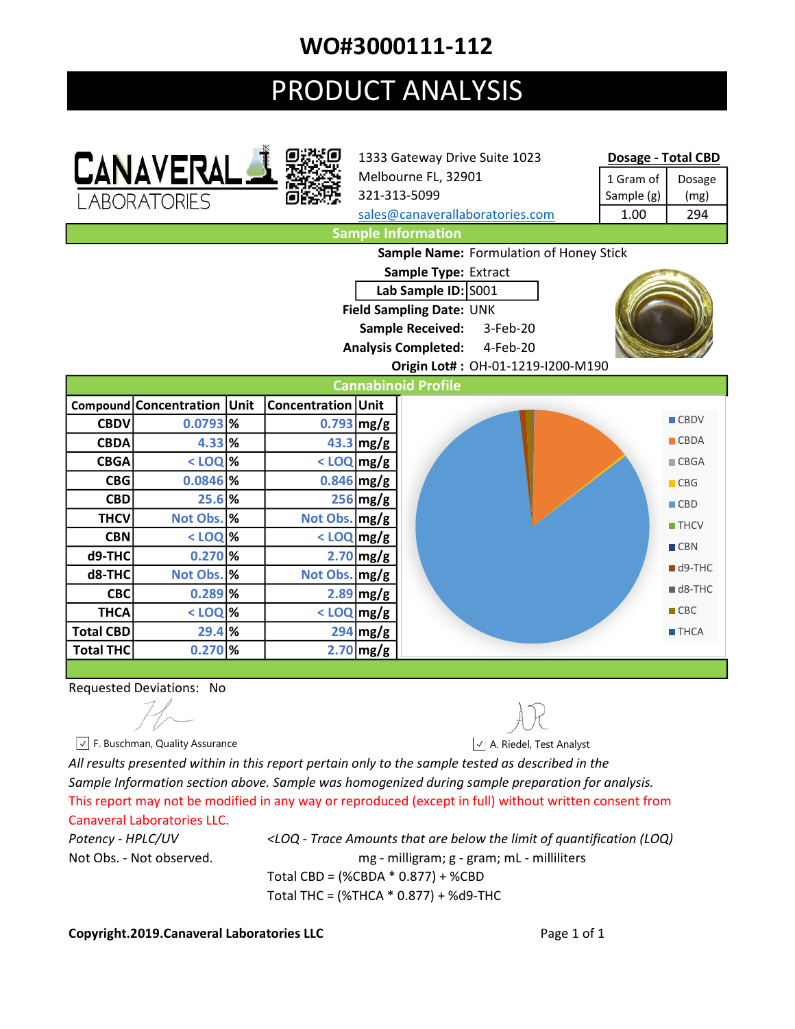# WO#3000111-112

# PRODUCT ANALYSIS

**CANAVERAL LABORATORIES**

1333 Gateway Drive Suite 1023
Melbourne FL, 32901
321-313-5099
sales@canaverallaboratories.com

**Dosage - Total CBD**

| 1 Gram of Sample (g) | Dosage (mg) |
|---|---|
| 1.00 | 294 |

## Sample Information

**Sample Name:** Formulation of Honey Stick
**Sample Type:** Extract
**Lab Sample ID:** S001
**Field Sampling Date:** UNK
**Sample Received:** 3-Feb-20
**Analysis Completed:** 4-Feb-20
**Origin Lot# :** OH-01-1219-I200-M190

## Cannabinoid Profile

| Compound | Concentration | Unit | Concentration | Unit |
|---|---|---|---|---|
| CBDV | 0.0793 | % | 0.793 | mg/g |
| CBDA | 4.33 | % | 43.3 | mg/g |
| CBGA | < LOQ | % | < LOQ | mg/g |
| CBG | 0.0846 | % | 0.846 | mg/g |
| CBD | 25.6 | % | 256 | mg/g |
| THCV | Not Obs. | % | Not Obs. | mg/g |
| CBN | < LOQ | % | < LOQ | mg/g |
| d9-THC | 0.270 | % | 2.70 | mg/g |
| d8-THC | Not Obs. | % | Not Obs. | mg/g |
| CBC | 0.289 | % | 2.89 | mg/g |
| THCA | < LOQ | % | < LOQ | mg/g |
| Total CBD | 29.4 | % | 294 | mg/g |
| Total THC | 0.270 | % | 2.70 | mg/g |

Requested Deviations: No

☑ F. Buschman, Quality Assurance

☑ A. Riedel, Test Analyst

*All results presented within in this report pertain only to the sample tested as described in the Sample Information section above. Sample was homogenized during sample preparation for analysis.*

This report may not be modified in any way or reproduced (except in full) without written consent from Canaveral Laboratories LLC.

*Potency - HPLC/UV*

*<LOQ - Trace Amounts that are below the limit of quantification (LOQ)*

Not Obs. - Not observed.

mg - milligram; g - gram; mL - milliliters

Total CBD = (%CBDA * 0.877) + %CBD

Total THC = (%THCA * 0.877) + %d9-THC

**Copyright.2019.Canaveral Laboratories LLC**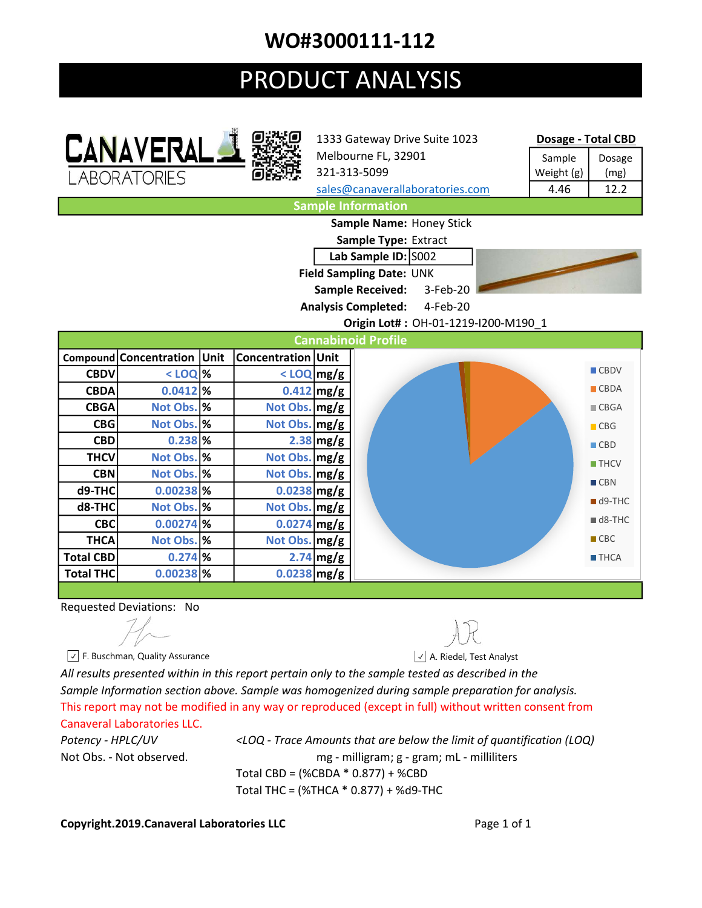# WO#3000111-112

# PRODUCT ANALYSIS

**CANAVERAL LABORATORIES**

1333 Gateway Drive Suite 1023
Melbourne FL, 32901
321-313-5099
sales@canaverallaboratories.com

**Dosage - Total CBD**

| Sample Weight (g) | Dosage (mg) |
|---|---|
| 4.46 | 12.2 |

## Sample Information

**Sample Name:** Honey Stick
**Sample Type:** Extract
**Lab Sample ID:** S002
**Field Sampling Date:** UNK
**Sample Received:** 3-Feb-20
**Analysis Completed:** 4-Feb-20
**Origin Lot# :** OH-01-1219-I200-M190_1

## Cannabinoid Profile

| Compound | Concentration | Unit | Concentration | Unit |
|---|---|---|---|---|
| CBDV | < LOQ | % | < LOQ | mg/g |
| CBDA | 0.0412 | % | 0.412 | mg/g |
| CBGA | Not Obs. | % | Not Obs. | mg/g |
| CBG | Not Obs. | % | Not Obs. | mg/g |
| CBD | 0.238 | % | 2.38 | mg/g |
| THCV | Not Obs. | % | Not Obs. | mg/g |
| CBN | Not Obs. | % | Not Obs. | mg/g |
| d9-THC | 0.00238 | % | 0.0238 | mg/g |
| d8-THC | Not Obs. | % | Not Obs. | mg/g |
| CBC | 0.00274 | % | 0.0274 | mg/g |
| THCA | Not Obs. | % | Not Obs. | mg/g |
| Total CBD | 0.274 | % | 2.74 | mg/g |
| Total THC | 0.00238 | % | 0.0238 | mg/g |

CBDV
CBDA
CBGA
CBG
CBD
THCV
CBN
d9-THC
d8-THC
CBC
THCA

Requested Deviations: No

F. Buschman, Quality Assurance

A. Riedel, Test Analyst

*All results presented within in this report pertain only to the sample tested as described in the Sample Information section above. Sample was homogenized during sample preparation for analysis.*

This report may not be modified in any way or reproduced (except in full) without written consent from Canaveral Laboratories LLC.

*Potency - HPLC/UV*

*<LOQ - Trace Amounts that are below the limit of quantification (LOQ)*

Not Obs. - Not observed.

mg - milligram; g - gram; mL - milliliters

Total CBD = (%CBDA * 0.877) + %CBD

Total THC = (%THCA * 0.877) + %d9-THC

**Copyright.2019.Canaveral Laboratories LLC**